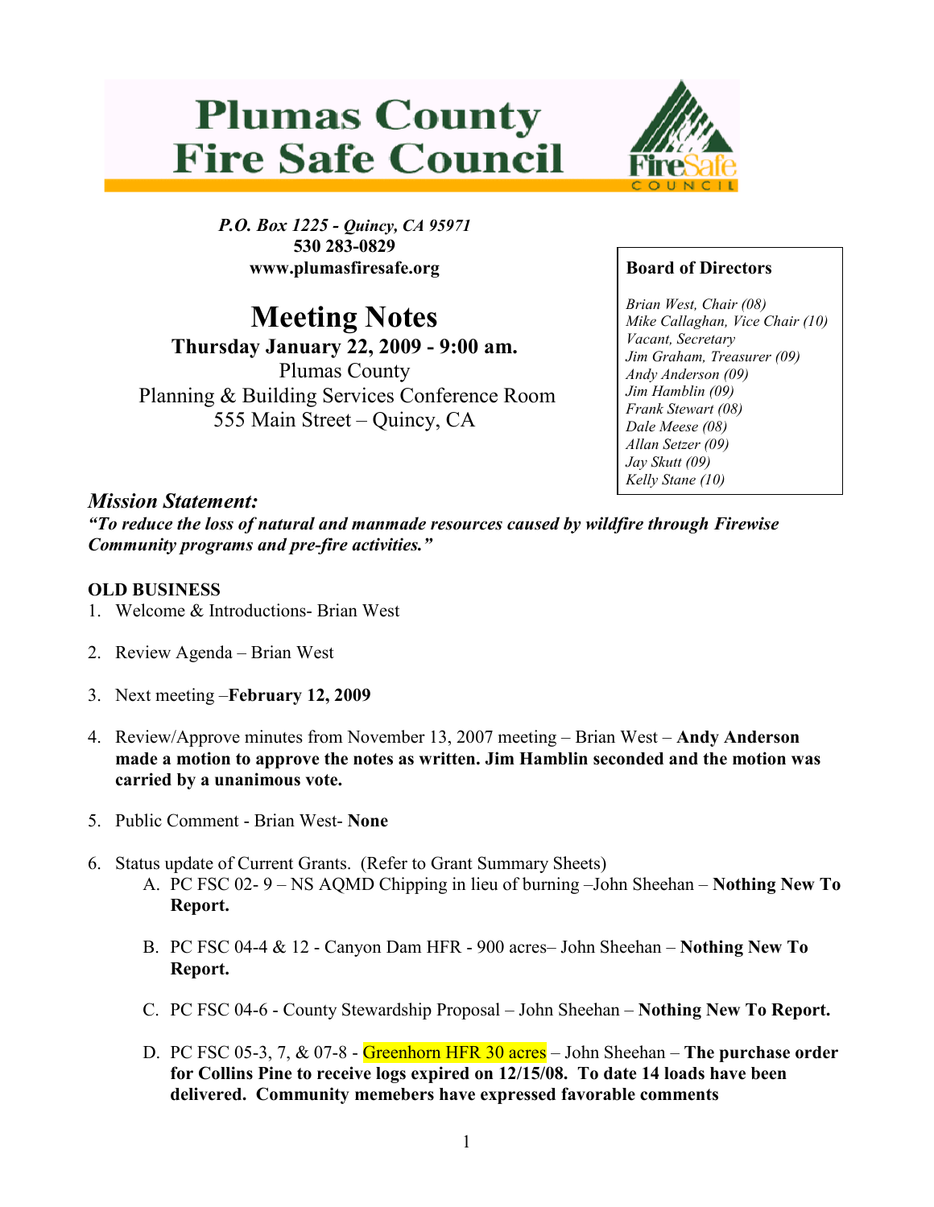# Plumas County Fire Safe Council

*P.O. Box 1225 - Quincy, CA 95971*
**530 283-0829**
**www.plumasfiresafe.org**

## Meeting Notes

**Thursday January 22, 2009 - 9:00 am.**
Plumas County
Planning & Building Services Conference Room
555 Main Street – Quincy, CA

**Board of Directors**

*Brian West, Chair (08)*
*Mike Callaghan, Vice Chair (10)*
*Vacant, Secretary*
*Jim Graham, Treasurer (09)*
*Andy Anderson (09)*
*Jim Hamblin (09)*
*Frank Stewart (08)*
*Dale Meese (08)*
*Allan Setzer (09)*
*Jay Skutt (09)*
*Kelly Stane (10)*

### *Mission Statement:*

***"To reduce the loss of natural and manmade resources caused by wildfire through Firewise Community programs and pre-fire activities."***

**OLD BUSINESS**

1. Welcome & Introductions- Brian West

2. Review Agenda – Brian West

3. Next meeting –**February 12, 2009**

4. Review/Approve minutes from November 13, 2007 meeting – Brian West – **Andy Anderson made a motion to approve the notes as written. Jim Hamblin seconded and the motion was carried by a unanimous vote.**

5. Public Comment - Brian West- **None**

6. Status update of Current Grants. (Refer to Grant Summary Sheets)
   A. PC FSC 02- 9 – NS AQMD Chipping in lieu of burning –John Sheehan – **Nothing New To Report.**

   B. PC FSC 04-4 & 12 - Canyon Dam HFR - 900 acres– John Sheehan – **Nothing New To Report.**

   C. PC FSC 04-6 - County Stewardship Proposal – John Sheehan – **Nothing New To Report.**

   D. PC FSC 05-3, 7, & 07-8 - Greenhorn HFR 30 acres – John Sheehan – **The purchase order for Collins Pine to receive logs expired on 12/15/08. To date 14 loads have been delivered. Community memebers have expressed favorable comments**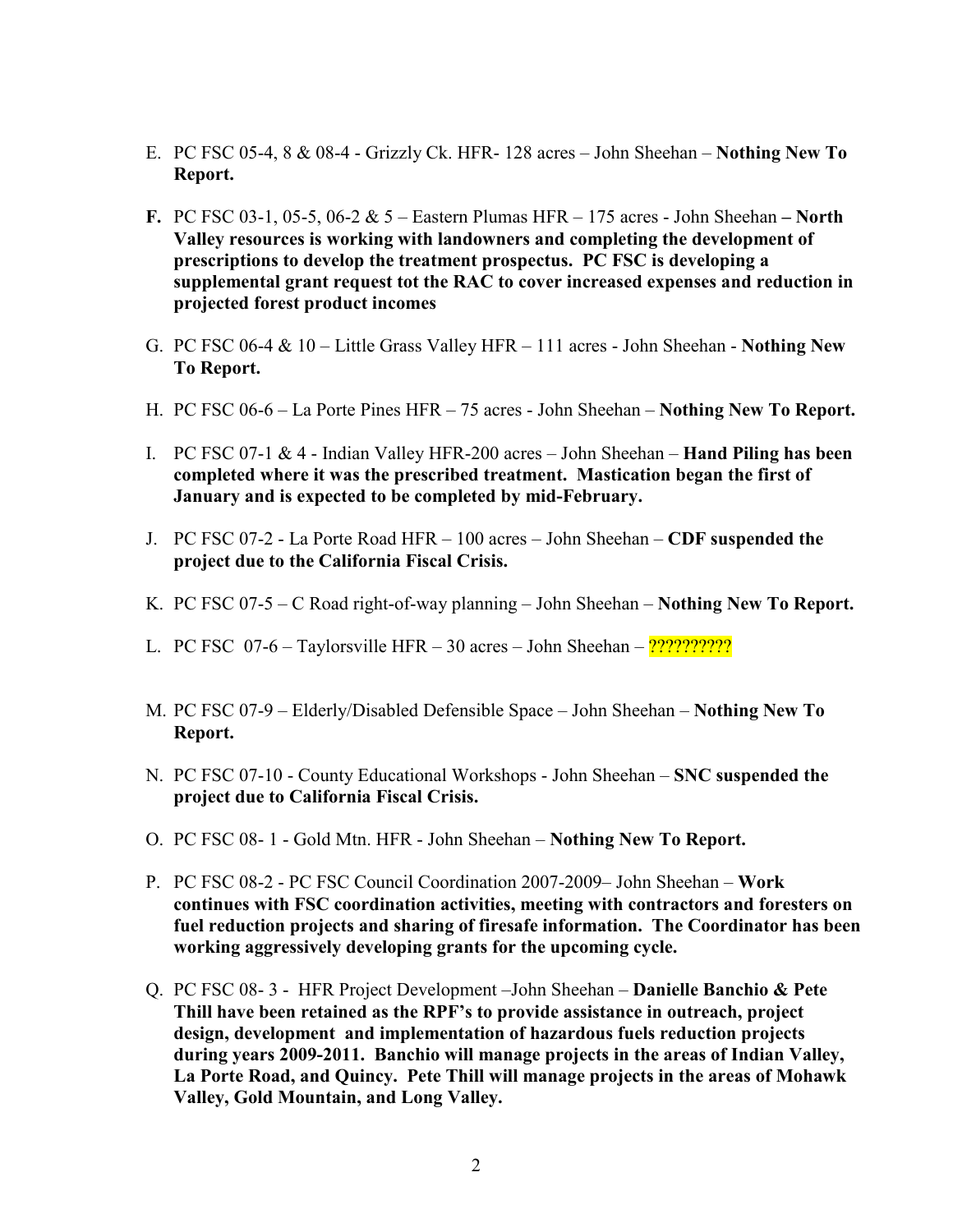E. PC FSC 05-4, 8 & 08-4 - Grizzly Ck. HFR- 128 acres – John Sheehan – **Nothing New To Report.**

**F.** PC FSC 03-1, 05-5, 06-2 & 5 – Eastern Plumas HFR – 175 acres - John Sheehan **– North Valley resources is working with landowners and completing the development of prescriptions to develop the treatment prospectus. PC FSC is developing a supplemental grant request tot the RAC to cover increased expenses and reduction in projected forest product incomes**

G. PC FSC 06-4 & 10 – Little Grass Valley HFR – 111 acres - John Sheehan - **Nothing New To Report.**

H. PC FSC 06-6 – La Porte Pines HFR – 75 acres - John Sheehan – **Nothing New To Report.**

I. PC FSC 07-1 & 4 - Indian Valley HFR-200 acres – John Sheehan – **Hand Piling has been completed where it was the prescribed treatment. Mastication began the first of January and is expected to be completed by mid-February.**

J. PC FSC 07-2 - La Porte Road HFR – 100 acres – John Sheehan – **CDF suspended the project due to the California Fiscal Crisis.**

K. PC FSC 07-5 – C Road right-of-way planning – John Sheehan – **Nothing New To Report.**

L. PC FSC 07-6 – Taylorsville HFR – 30 acres – John Sheehan – ??????????

M. PC FSC 07-9 – Elderly/Disabled Defensible Space – John Sheehan – **Nothing New To Report.**

N. PC FSC 07-10 - County Educational Workshops - John Sheehan – **SNC suspended the project due to California Fiscal Crisis.**

O. PC FSC 08- 1 - Gold Mtn. HFR - John Sheehan – **Nothing New To Report.**

P. PC FSC 08-2 - PC FSC Council Coordination 2007-2009– John Sheehan – **Work continues with FSC coordination activities, meeting with contractors and foresters on fuel reduction projects and sharing of firesafe information. The Coordinator has been working aggressively developing grants for the upcoming cycle.**

Q. PC FSC 08- 3 - HFR Project Development –John Sheehan – **Danielle Banchio & Pete Thill have been retained as the RPF's to provide assistance in outreach, project design, development and implementation of hazardous fuels reduction projects during years 2009-2011. Banchio will manage projects in the areas of Indian Valley, La Porte Road, and Quincy. Pete Thill will manage projects in the areas of Mohawk Valley, Gold Mountain, and Long Valley.**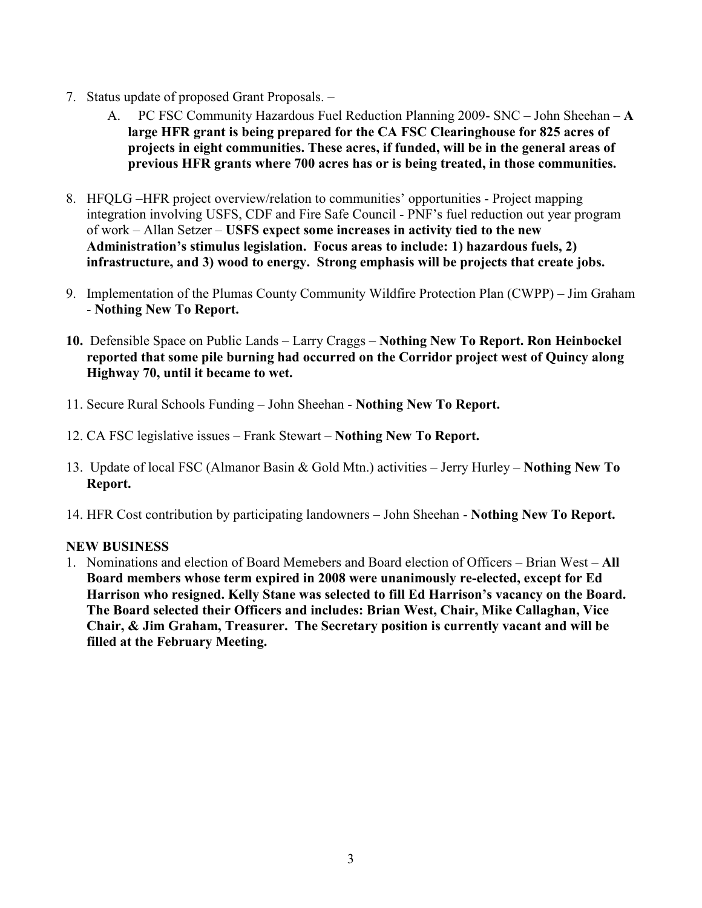7. Status update of proposed Grant Proposals. –
   A. PC FSC Community Hazardous Fuel Reduction Planning 2009- SNC – John Sheehan – **A large HFR grant is being prepared for the CA FSC Clearinghouse for 825 acres of projects in eight communities. These acres, if funded, will be in the general areas of previous HFR grants where 700 acres has or is being treated, in those communities.**

8. HFQLG –HFR project overview/relation to communities' opportunities - Project mapping integration involving USFS, CDF and Fire Safe Council - PNF's fuel reduction out year program of work – Allan Setzer – **USFS expect some increases in activity tied to the new Administration's stimulus legislation. Focus areas to include: 1) hazardous fuels, 2) infrastructure, and 3) wood to energy. Strong emphasis will be projects that create jobs.**

9. Implementation of the Plumas County Community Wildfire Protection Plan (CWPP) – Jim Graham - **Nothing New To Report.**

**10.** Defensible Space on Public Lands – Larry Craggs – **Nothing New To Report. Ron Heinbockel reported that some pile burning had occurred on the Corridor project west of Quincy along Highway 70, until it became to wet.**

11. Secure Rural Schools Funding – John Sheehan - **Nothing New To Report.**

12. CA FSC legislative issues – Frank Stewart – **Nothing New To Report.**

13. Update of local FSC (Almanor Basin & Gold Mtn.) activities – Jerry Hurley – **Nothing New To Report.**

14. HFR Cost contribution by participating landowners – John Sheehan - **Nothing New To Report.**

**NEW BUSINESS**

1. Nominations and election of Board Memebers and Board election of Officers – Brian West – **All Board members whose term expired in 2008 were unanimously re-elected, except for Ed Harrison who resigned. Kelly Stane was selected to fill Ed Harrison's vacancy on the Board. The Board selected their Officers and includes: Brian West, Chair, Mike Callaghan, Vice Chair, & Jim Graham, Treasurer. The Secretary position is currently vacant and will be filled at the February Meeting.**